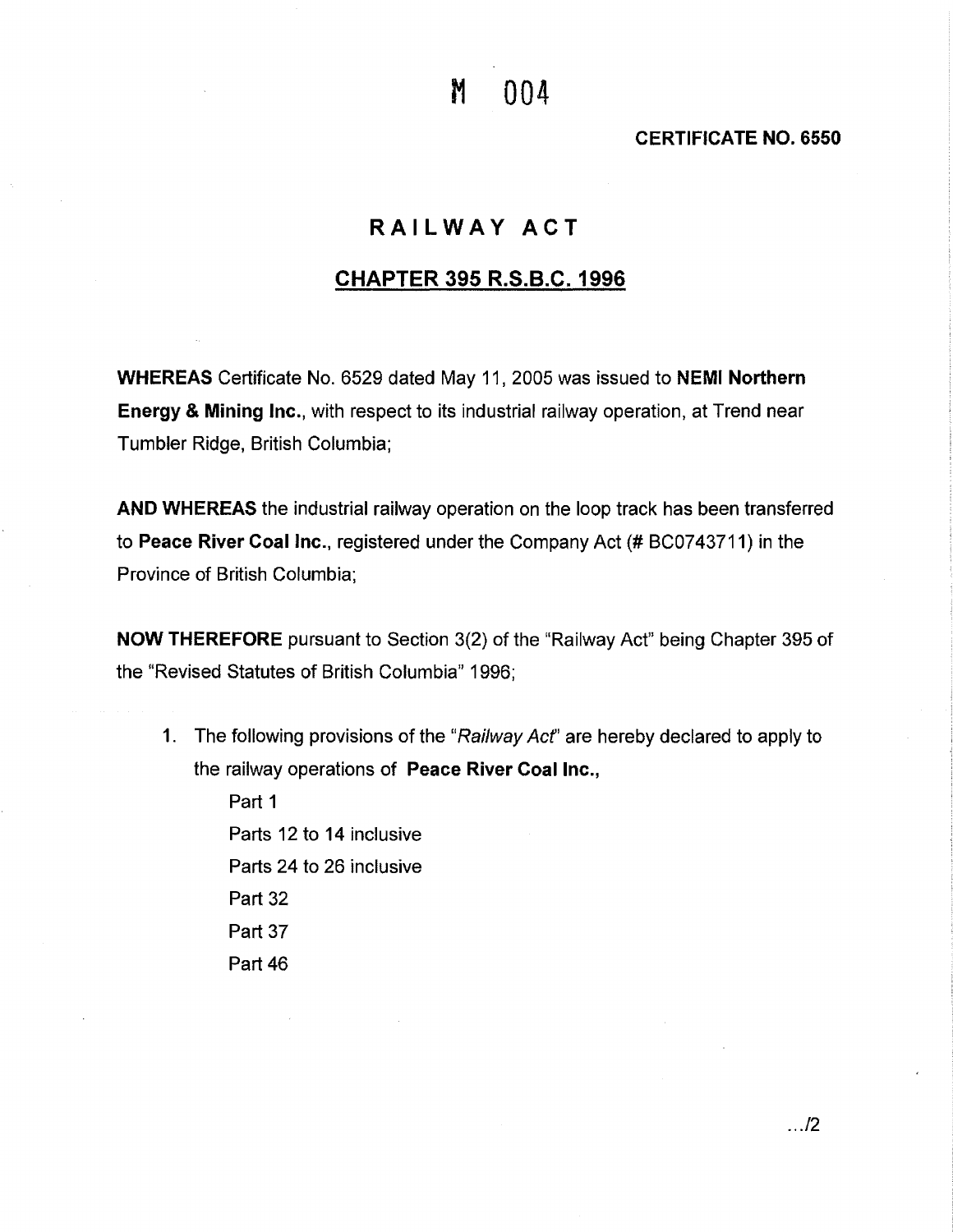M 004

**CERTIFICATE NO. 6550**

# RAILWAY ACT

## CHAPTER 395 R.S.B.C. 1996

**WHEREAS** Certificate No. 6529 dated May 11, 2005 was issued to **NEMI Northern Energy & Mining Inc.**, with respect to its industrial railway operation, at Trend near Tumbler Ridge, British Columbia;

**AND WHEREAS** the industrial railway operation on the loop track has been transferred to **Peace River Coal Inc.**, registered under the Company Act (# BC0743711) in the Province of British Columbia;

**NOW THEREFORE** pursuant to Section 3(2) of the "Railway Act" being Chapter 395 of the "Revised Statutes of British Columbia" 1996;

1. The following provisions of the "*Railway Act*" are hereby declared to apply to the railway operations of **Peace River Coal Inc.,**

   Part 1
   Parts 12 to 14 inclusive
   Parts 24 to 26 inclusive
   Part 32
   Part 37
   Part 46

.../2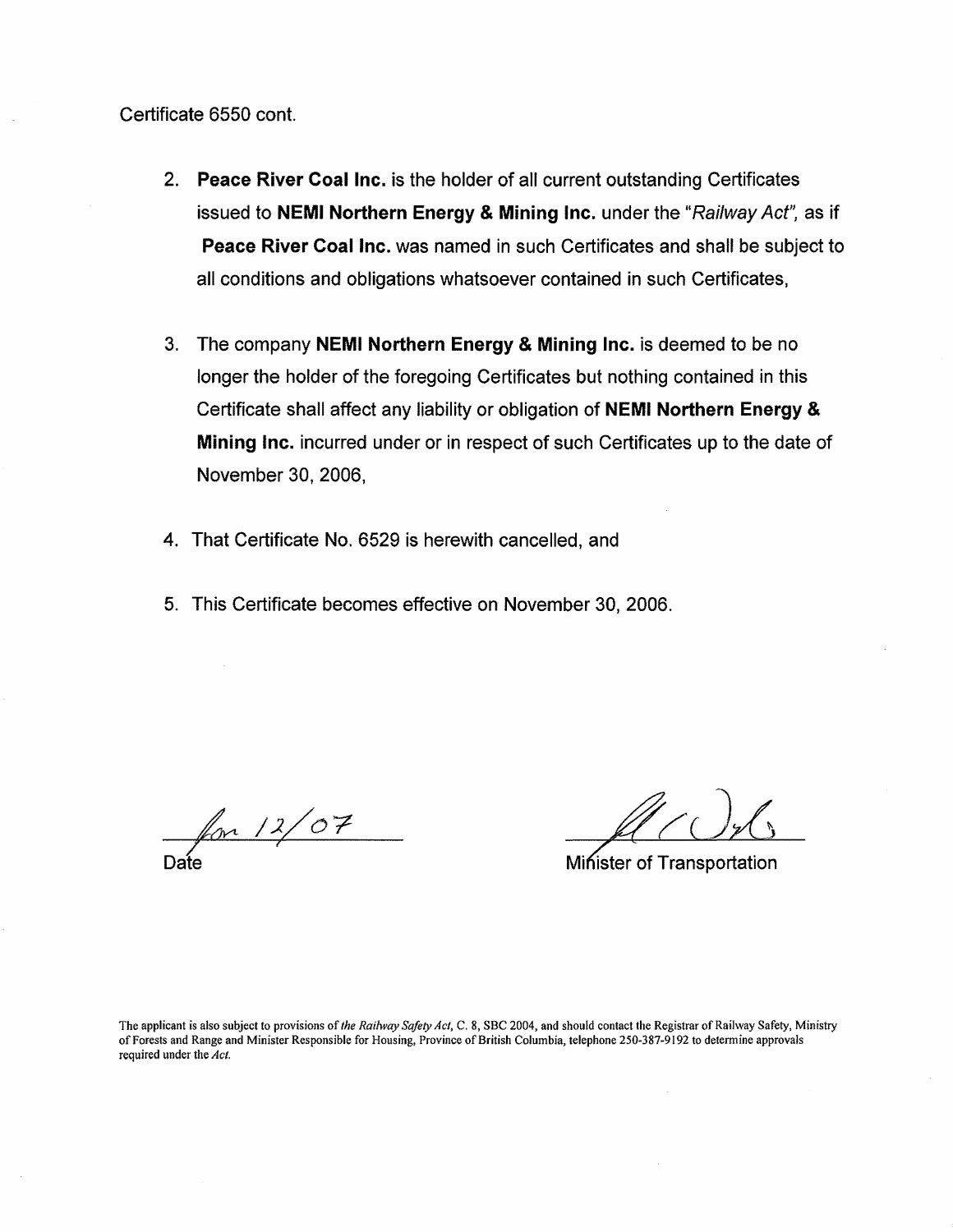Certificate 6550 cont.

2. **Peace River Coal Inc.** is the holder of all current outstanding Certificates issued to **NEMI Northern Energy & Mining Inc.** under the *"Railway Act"*, as if **Peace River Coal Inc.** was named in such Certificates and shall be subject to all conditions and obligations whatsoever contained in such Certificates,

3. The company **NEMI Northern Energy & Mining Inc.** is deemed to be no longer the holder of the foregoing Certificates but nothing contained in this Certificate shall affect any liability or obligation of **NEMI Northern Energy & Mining Inc.** incurred under or in respect of such Certificates up to the date of November 30, 2006,

4. That Certificate No. 6529 is herewith cancelled, and

5. This Certificate becomes effective on November 30, 2006.

Jan 12/07
Date

Minister of Transportation

The applicant is also subject to provisions of *the Railway Safety Act*, C. 8, SBC 2004, and should contact the Registrar of Railway Safety, Ministry of Forests and Range and Minister Responsible for Housing, Province of British Columbia, telephone 250-387-9192 to determine approvals required under the *Act*.